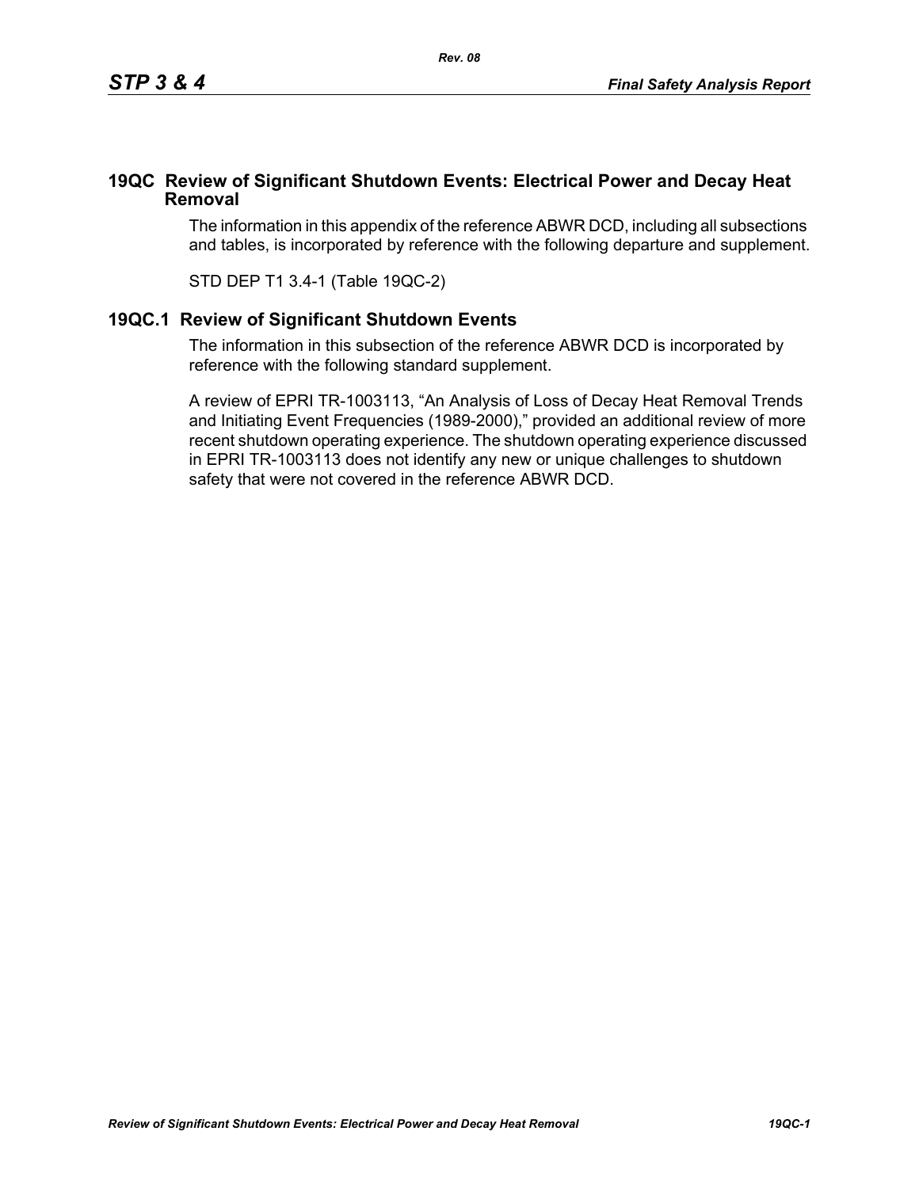## 19QC Review of Significant Shutdown Events: Electrical Power and Decay Heat Removal

The information in this appendix of the reference ABWR DCD, including all subsections and tables, is incorporated by reference with the following departure and supplement.

STD DEP T1 3.4-1 (Table 19QC-2)

## 19QC.1 Review of Significant Shutdown Events

The information in this subsection of the reference ABWR DCD is incorporated by reference with the following standard supplement.

A review of EPRI TR-1003113, "An Analysis of Loss of Decay Heat Removal Trends and Initiating Event Frequencies (1989-2000)," provided an additional review of more recent shutdown operating experience. The shutdown operating experience discussed in EPRI TR-1003113 does not identify any new or unique challenges to shutdown safety that were not covered in the reference ABWR DCD.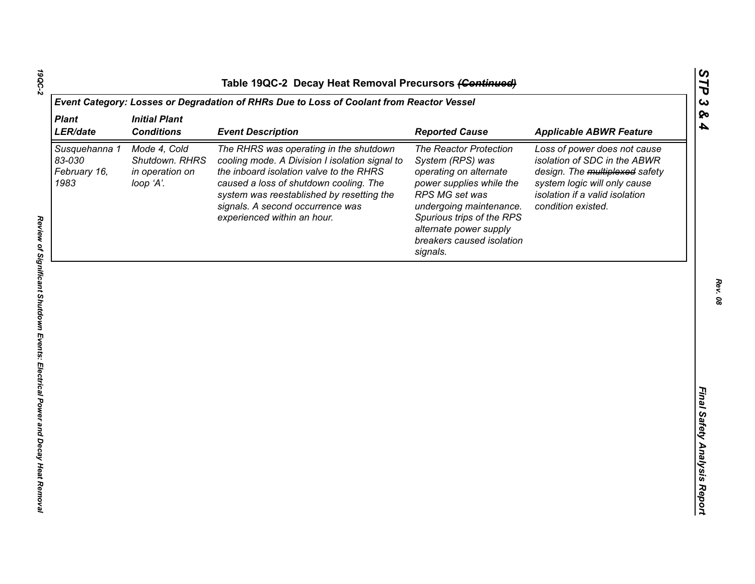## Table 19QC-2 Decay Heat Removal Precursors ~~(Continued)~~

**Event Category: Losses or Degradation of RHRs Due to Loss of Coolant from Reactor Vessel**

| Plant LER/date | Initial Plant Conditions | Event Description | Reported Cause | Applicable ABWR Feature |
|---|---|---|---|---|
| *Susquehanna 1 83-030 February 16, 1983* | *Mode 4, Cold Shutdown. RHRS in operation on loop 'A'.* | *The RHRS was operating in the shutdown cooling mode. A Division I isolation signal to the inboard isolation valve to the RHRS caused a loss of shutdown cooling. The system was reestablished by resetting the signals. A second occurrence was experienced within an hour.* | *The Reactor Protection System (RPS) was operating on alternate power supplies while the RPS MG set was undergoing maintenance. Spurious trips of the RPS alternate power supply breakers caused isolation signals.* | *Loss of power does not cause isolation of SDC in the ABWR design. The ~~multiplexed~~ safety system logic will only cause isolation if a valid isolation condition existed.* |